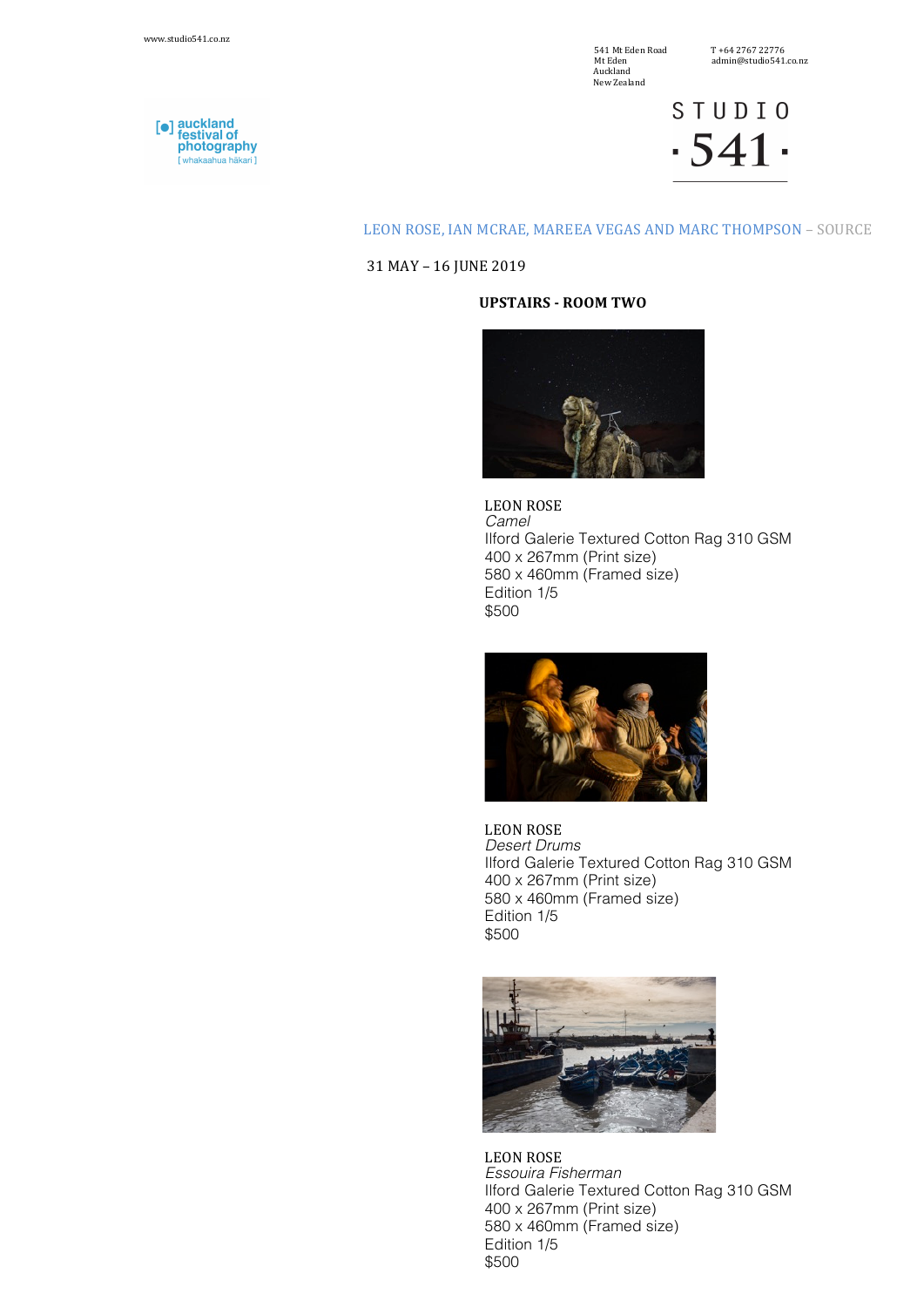www.studio541.co.nz

541 Mt Eden Road
Mt Eden
Auckland
New Zealand

T +64 2767 22776
admin@studio541.co.nz

auckland festival of photography
[ whakaahua hākari ]

STUDIO
·541·

## LEON ROSE, IAN MCRAE, MAREEA VEGAS AND MARC THOMPSON – SOURCE

31 MAY – 16 JUNE 2019

**UPSTAIRS - ROOM TWO**

LEON ROSE
*Camel*
Ilford Galerie Textured Cotton Rag 310 GSM
400 x 267mm (Print size)
580 x 460mm (Framed size)
Edition 1/5
$500

LEON ROSE
*Desert Drums*
Ilford Galerie Textured Cotton Rag 310 GSM
400 x 267mm (Print size)
580 x 460mm (Framed size)
Edition 1/5
$500

LEON ROSE
*Essouira Fisherman*
Ilford Galerie Textured Cotton Rag 310 GSM
400 x 267mm (Print size)
580 x 460mm (Framed size)
Edition 1/5
$500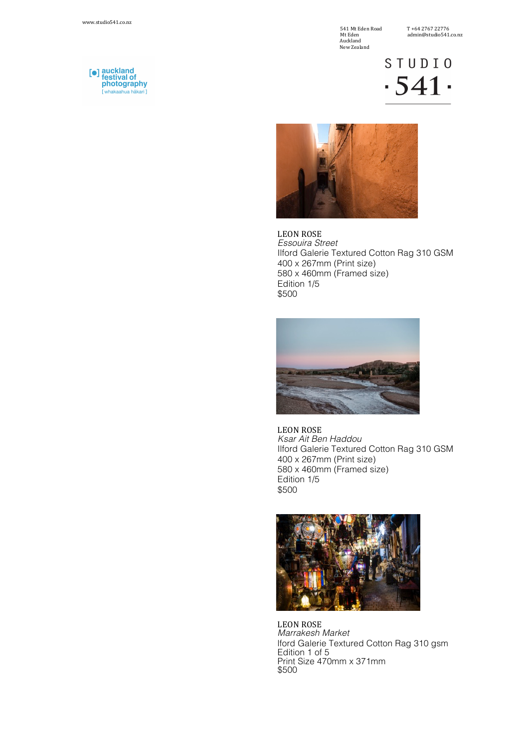www.studio541.co.nz

541 Mt Eden Road
Mt Eden
Auckland
New Zealand

T +64 2767 22776
admin@studio541.co.nz

auckland festival of photography [ whakaahua hākari ]

STUDIO ·541·

LEON ROSE
*Essouira Street*
Ilford Galerie Textured Cotton Rag 310 GSM
400 x 267mm (Print size)
580 x 460mm (Framed size)
Edition 1/5
$500

LEON ROSE
*Ksar Ait Ben Haddou*
Ilford Galerie Textured Cotton Rag 310 GSM
400 x 267mm (Print size)
580 x 460mm (Framed size)
Edition 1/5
$500

LEON ROSE
*Marrakesh Market*
lford Galerie Textured Cotton Rag 310 gsm
Edition 1 of 5
Print Size 470mm x 371mm
$500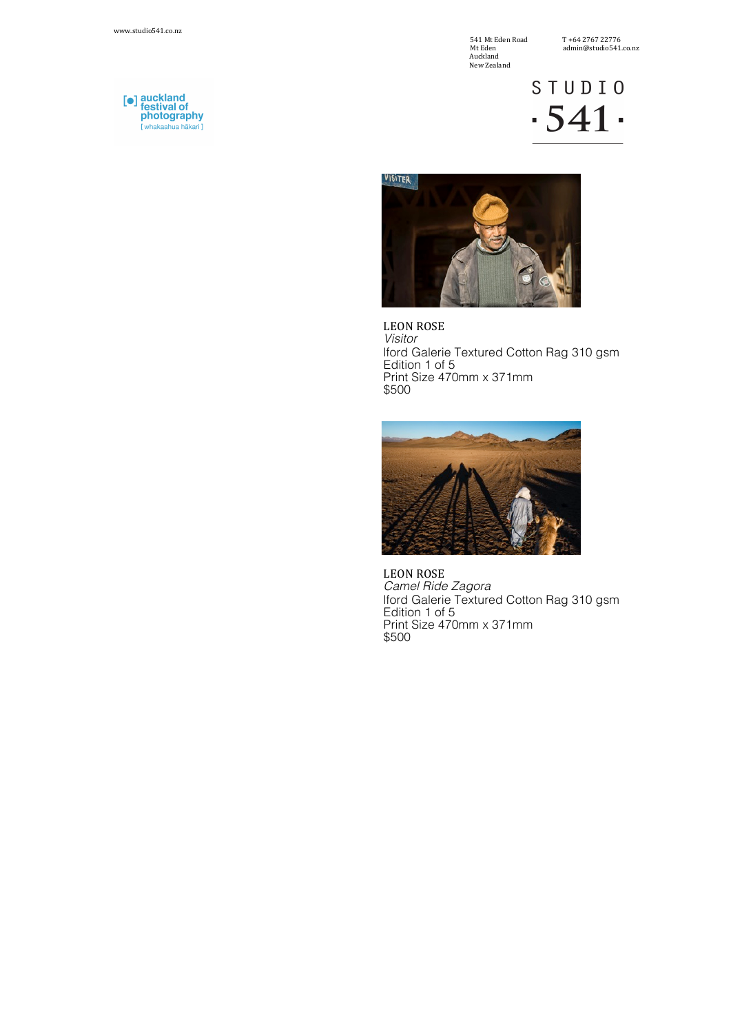www.studio541.co.nz

541 Mt Eden Road
Mt Eden
Auckland
New Zealand

T +64 2767 22776
admin@studio541.co.nz

[ ] auckland festival of photography [ whakaahua hākari ]

STUDIO ·541·

LEON ROSE
*Visitor*
Ilford Galerie Textured Cotton Rag 310 gsm
Edition 1 of 5
Print Size 470mm x 371mm
$500

LEON ROSE
*Camel Ride Zagora*
Ilford Galerie Textured Cotton Rag 310 gsm
Edition 1 of 5
Print Size 470mm x 371mm
$500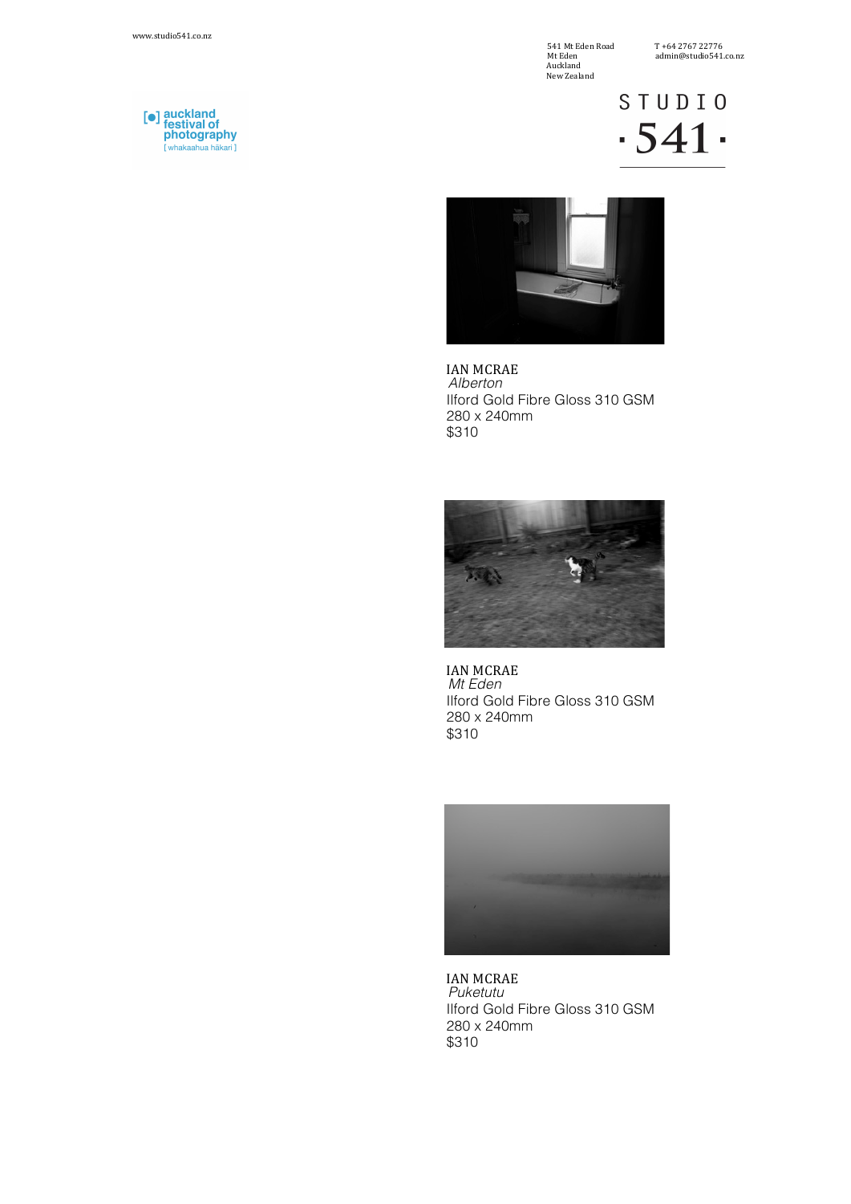IAN MCRAE
*Alberton*
Ilford Gold Fibre Gloss 310 GSM
280 x 240mm
$310

IAN MCRAE
*Mt Eden*
Ilford Gold Fibre Gloss 310 GSM
280 x 240mm
$310

IAN MCRAE
*Puketutu*
Ilford Gold Fibre Gloss 310 GSM
280 x 240mm
$310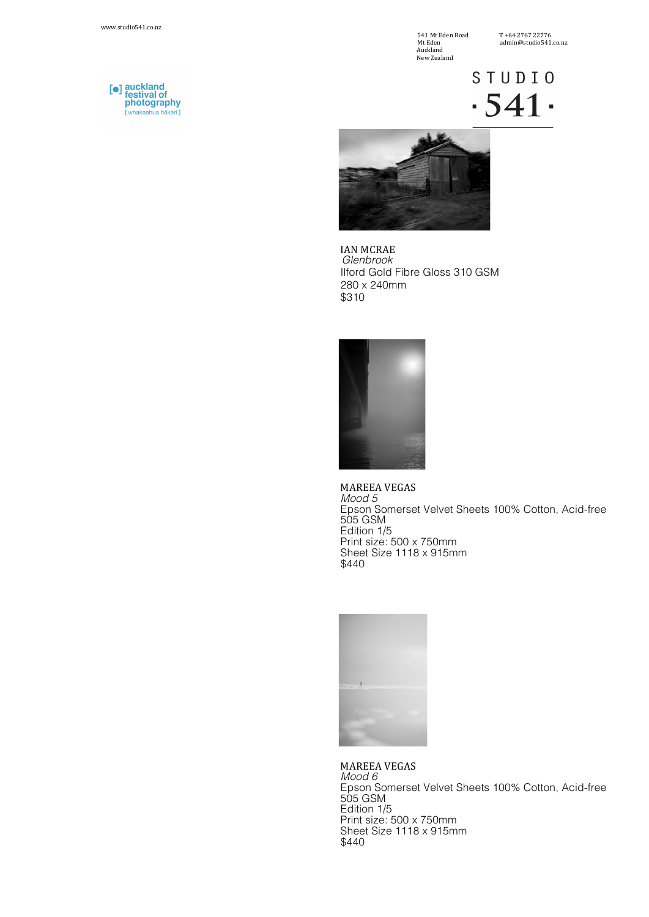www.studio541.co.nz

541 Mt Eden Road
Mt Eden
Auckland
New Zealand

T +64 2767 22776
admin@studio541.co.nz

auckland festival of photography [ whakaahua hākari ]

STUDIO ·541·

IAN MCRAE
*Glenbrook*
Ilford Gold Fibre Gloss 310 GSM
280 x 240mm
$310

MAREEA VEGAS
*Mood 5*
Epson Somerset Velvet Sheets 100% Cotton, Acid-free
505 GSM
Edition 1/5
Print size: 500 x 750mm
Sheet Size 1118 x 915mm
$440

MAREEA VEGAS
*Mood 6*
Epson Somerset Velvet Sheets 100% Cotton, Acid-free
505 GSM
Edition 1/5
Print size: 500 x 750mm
Sheet Size 1118 x 915mm
$440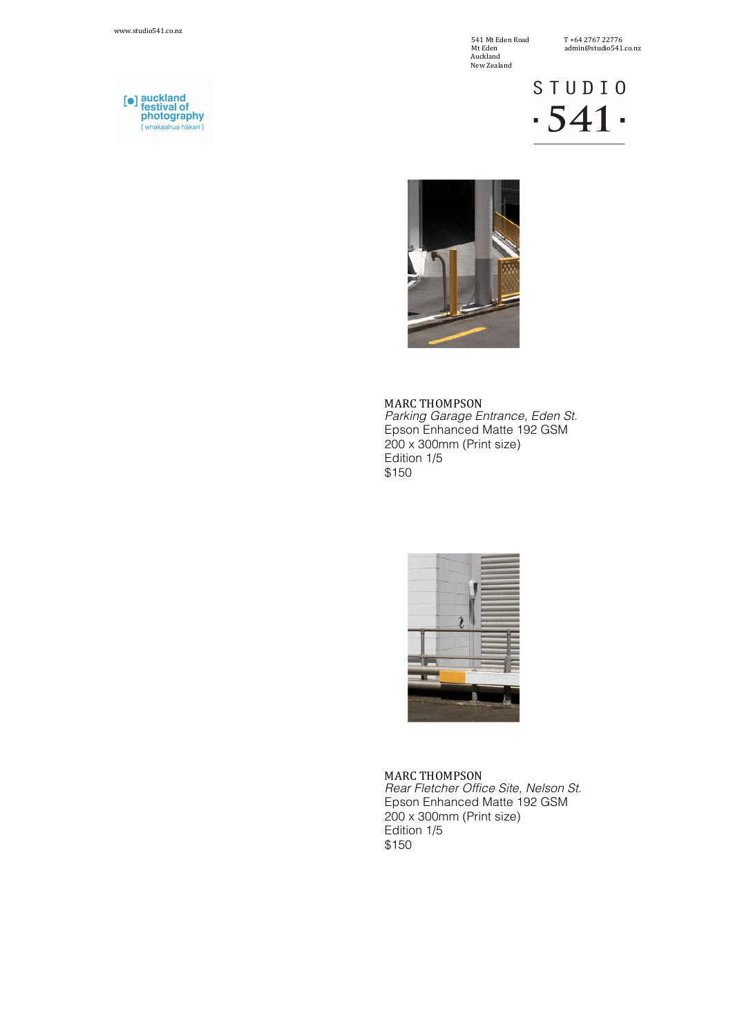www.studio541.co.nz

541 Mt Eden Road
Mt Eden
Auckland
New Zealand

T +64 2767 22776
admin@studio541.co.nz

auckland festival of photography
[ whakaahua hākari ]

STUDIO
·541·

MARC THOMPSON
*Parking Garage Entrance, Eden St.*
Epson Enhanced Matte 192 GSM
200 x 300mm (Print size)
Edition 1/5
$150

MARC THOMPSON
*Rear Fletcher Office Site, Nelson St.*
Epson Enhanced Matte 192 GSM
200 x 300mm (Print size)
Edition 1/5
$150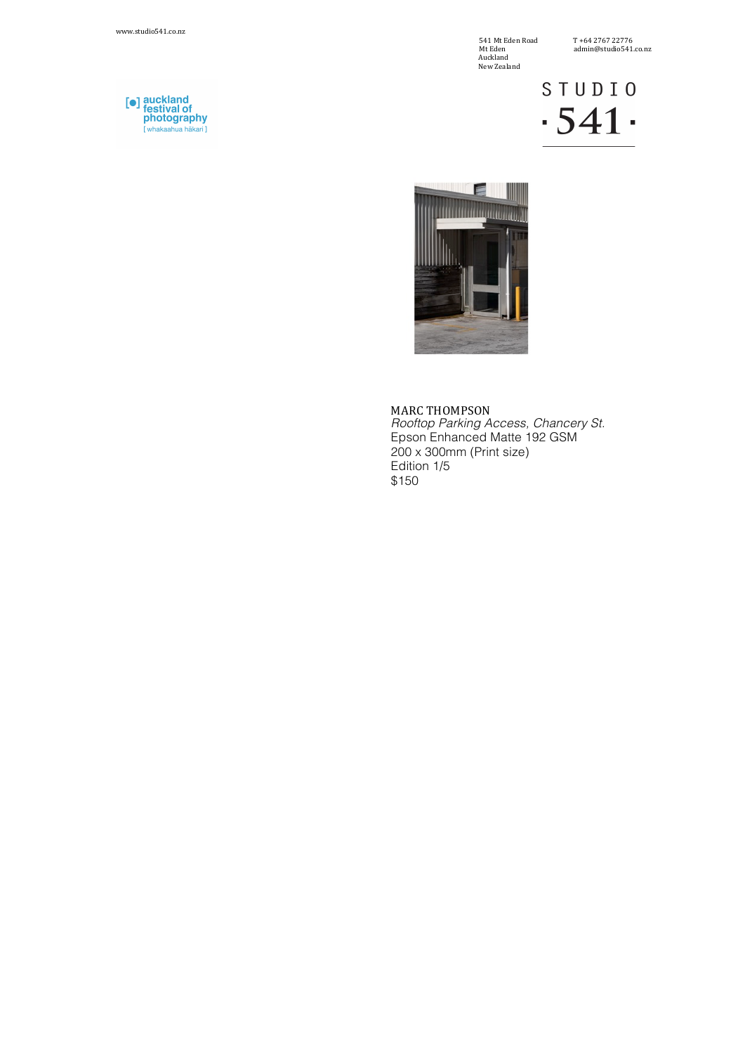www.studio541.co.nz

541 Mt Eden Road
Mt Eden
Auckland
New Zealand

T +64 2767 22776
admin@studio541.co.nz

[●] auckland festival of photography
[ whakaahua hākari ]

STUDIO
· 541 ·

MARC THOMPSON
*Rooftop Parking Access, Chancery St.*
Epson Enhanced Matte 192 GSM
200 x 300mm (Print size)
Edition 1/5
$150